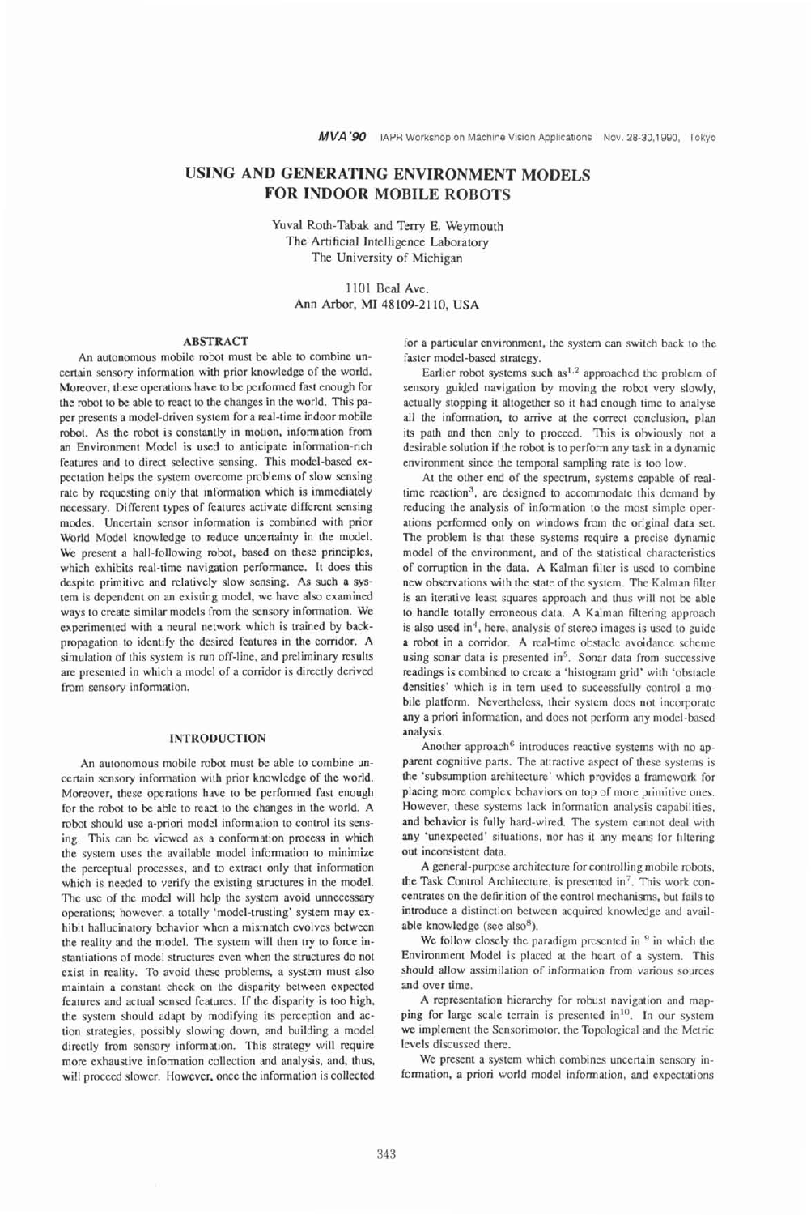# USING AND GENERATING ENVIRONMENT MODELS FOR INDOOR MOBILE ROBOTS

Yuval Roth-Tabak and Terry E. Weymouth
The Artificial Intelligence Laboratory
The University of Michigan

1101 Beal Ave.
Ann Arbor, MI 48109-2110, USA

## ABSTRACT

An autonomous mobile robot must be able to combine uncertain sensory information with prior knowledge of the world. Moreover, these operations have to be performed fast enough for the robot to be able to react to the changes in the world. This paper presents a model-driven system for a real-time indoor mobile robot. As the robot is constantly in motion, information from an Environment Model is used to anticipate information-rich features and to direct selective sensing. This model-based expectation helps the system overcome problems of slow sensing rate by requesting only that information which is immediately necessary. Different types of features activate different sensing modes. Uncertain sensor information is combined with prior World Model knowledge to reduce uncertainty in the model. We present a hall-following robot, based on these principles, which exhibits real-time navigation performance. It does this despite primitive and relatively slow sensing. As such a system is dependent on an existing model, we have also examined ways to create similar models from the sensory information. We experimented with a neural network which is trained by back-propagation to identify the desired features in the corridor. A simulation of this system is run off-line, and preliminary results are presented in which a model of a corridor is directly derived from sensory information.

## INTRODUCTION

An autonomous mobile robot must be able to combine uncertain sensory information with prior knowledge of the world. Moreover, these operations have to be performed fast enough for the robot to be able to react to the changes in the world. A robot should use a-priori model information to control its sensing. This can be viewed as a conformation process in which the system uses the available model information to minimize the perceptual processes, and to extract only that information which is needed to verify the existing structures in the model. The use of the model will help the system avoid unnecessary operations; however, a totally 'model-trusting' system may exhibit hallucinatory behavior when a mismatch evolves between the reality and the model. The system will then try to force instantiations of model structures even when the structures do not exist in reality. To avoid these problems, a system must also maintain a constant check on the disparity between expected features and actual sensed features. If the disparity is too high, the system should adapt by modifying its perception and action strategies, possibly slowing down, and building a model directly from sensory information. This strategy will require more exhaustive information collection and analysis, and, thus, will proceed slower. However, once the information is collected for a particular environment, the system can switch back to the faster model-based strategy.

Earlier robot systems such as[1,2] approached the problem of sensory guided navigation by moving the robot very slowly, actually stopping it altogether so it had enough time to analyse all the information, to arrive at the correct conclusion, plan its path and then only to proceed. This is obviously not a desirable solution if the robot is to perform any task in a dynamic environment since the temporal sampling rate is too low.

At the other end of the spectrum, systems capable of real-time reaction[3], are designed to accommodate this demand by reducing the analysis of information to the most simple operations performed only on windows from the original data set. The problem is that these systems require a precise dynamic model of the environment, and of the statistical characteristics of corruption in the data. A Kalman filter is used to combine new observations with the state of the system. The Kalman filter is an iterative least squares approach and thus will not be able to handle totally erroneous data. A Kalman filtering approach is also used in[4], here, analysis of stereo images is used to guide a robot in a corridor. A real-time obstacle avoidance scheme using sonar data is presented in[5]. Sonar data from successive readings is combined to create a 'histogram grid' with 'obstacle densities' which is in tern used to successfully control a mobile platform. Nevertheless, their system does not incorporate any a priori information, and does not perform any model-based analysis.

Another approach[6] introduces reactive systems with no apparent cognitive parts. The attractive aspect of these systems is the 'subsumption architecture' which provides a framework for placing more complex behaviors on top of more primitive ones. However, these systems lack information analysis capabilities, and behavior is fully hard-wired. The system cannot deal with any 'unexpected' situations, nor has it any means for filtering out inconsistent data.

A general-purpose architecture for controlling mobile robots, the Task Control Architecture, is presented in[7]. This work concentrates on the definition of the control mechanisms, but fails to introduce a distinction between acquired knowledge and available knowledge (see also[8]).

We follow closely the paradigm presented in [9] in which the Environment Model is placed at the heart of a system. This should allow assimilation of information from various sources and over time.

A representation hierarchy for robust navigation and mapping for large scale terrain is presented in[10]. In our system we implement the Sensorimotor, the Topological and the Metric levels discussed there.

We present a system which combines uncertain sensory information, a priori world model information, and expectations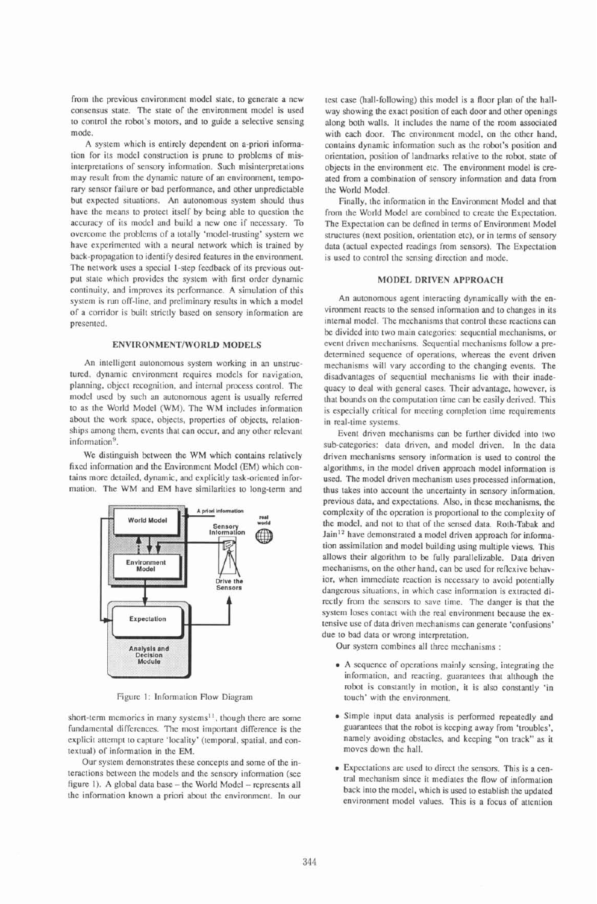from the previous environment model state, to generate a new consensus state. The state of the environment model is used to control the robot's motors, and to guide a selective sensing mode.

A system which is entirely dependent on a-priori information for its model construction is prune to problems of misinterpretations of sensory information. Such misinterpretations may result from the dynamic nature of an environment, temporary sensor failure or bad performance, and other unpredictable but expected situations. An autonomous system should thus have the means to protect itself by being able to question the accuracy of its model and build a new one if necessary. To overcome the problems of a totally 'model-trusting' system we have experimented with a neural network which is trained by back-propagation to identify desired features in the environment. The network uses a special 1-step feedback of its previous output state which provides the system with first order dynamic continuity, and improves its performance. A simulation of this system is run off-line, and preliminary results in which a model of a corridor is built strictly based on sensory information are presented.

## ENVIRONMENT/WORLD MODELS

An intelligent autonomous system working in an unstructured, dynamic environment requires models for navigation, planning, object recognition, and internal process control. The model used by such an autonomous agent is usually referred to as the World Model (WM). The WM includes information about the work space, objects, properties of objects, relationships among them, events that can occur, and any other relevant information[9].

We distinguish between the WM which contains relatively fixed information and the Environment Model (EM) which contains more detailed, dynamic, and explicitly task-oriented information. The WM and EM have similarities to long-term and short-term memories in many systems[11], though there are some fundamental differences. The most important difference is the explicit attempt to capture 'locality' (temporal, spatial, and contextual) of information in the EM.

Figure 1: Information Flow Diagram

Our system demonstrates these concepts and some of the interactions between the models and the sensory information (see figure 1). A global data base – the World Model – represents all the information known a priori about the environment. In our test case (hall-following) this model is a floor plan of the hallway showing the exact position of each door and other openings along both walls. It includes the name of the room associated with each door. The environment model, on the other hand, contains dynamic information such as the robot's position and orientation, position of landmarks relative to the robot, state of objects in the environment etc. The environment model is created from a combination of sensory information and data from the World Model.

Finally, the information in the Environment Model and that from the World Model are combined to create the Expectation. The Expectation can be defined in terms of Environment Model structures (next position, orientation etc), or in terms of sensory data (actual expected readings from sensors). The Expectation is used to control the sensing direction and mode.

## MODEL DRIVEN APPROACH

An autonomous agent interacting dynamically with the environment reacts to the sensed information and to changes in its internal model. The mechanisms that control these reactions can be divided into two main categories: sequential mechanisms, or event driven mechanisms. Sequential mechanisms follow a predetermined sequence of operations, whereas the event driven mechanisms will vary according to the changing events. The disadvantages of sequential mechanisms lie with their inadequacy to deal with general cases. Their advantage, however, is that bounds on the computation time can be easily derived. This is especially critical for meeting completion time requirements in real-time systems.

Event driven mechanisms can be further divided into two sub-categories: data driven, and model driven. In the data driven mechanisms sensory information is used to control the algorithms, in the model driven approach model information is used. The model driven mechanism uses processed information, thus takes into account the uncertainty in sensory information, previous data, and expectations. Also, in these mechanisms, the complexity of the operation is proportional to the complexity of the model, and not to that of the sensed data. Roth-Tabak and Jain[12] have demonstrated a model driven approach for information assimilation and model building using multiple views. This allows their algorithm to be fully parallelizable. Data driven mechanisms, on the other hand, can be used for reflexive behavior, when immediate reaction is necessary to avoid potentially dangerous situations, in which case information is extracted directly from the sensors to save time. The danger is that the system loses contact with the real environment because the extensive use of data driven mechanisms can generate 'confusions' due to bad data or wrong interpretation.

Our system combines all three mechanisms :

- A sequence of operations mainly sensing, integrating the information, and reacting, guarantees that although the robot is constantly in motion, it is also constantly 'in touch' with the environment.
- Simple input data analysis is performed repeatedly and guarantees that the robot is keeping away from 'troubles', namely avoiding obstacles, and keeping "on track" as it moves down the hall.
- Expectations are used to direct the sensors. This is a central mechanism since it mediates the flow of information back into the model, which is used to establish the updated environment model values. This is a focus of attention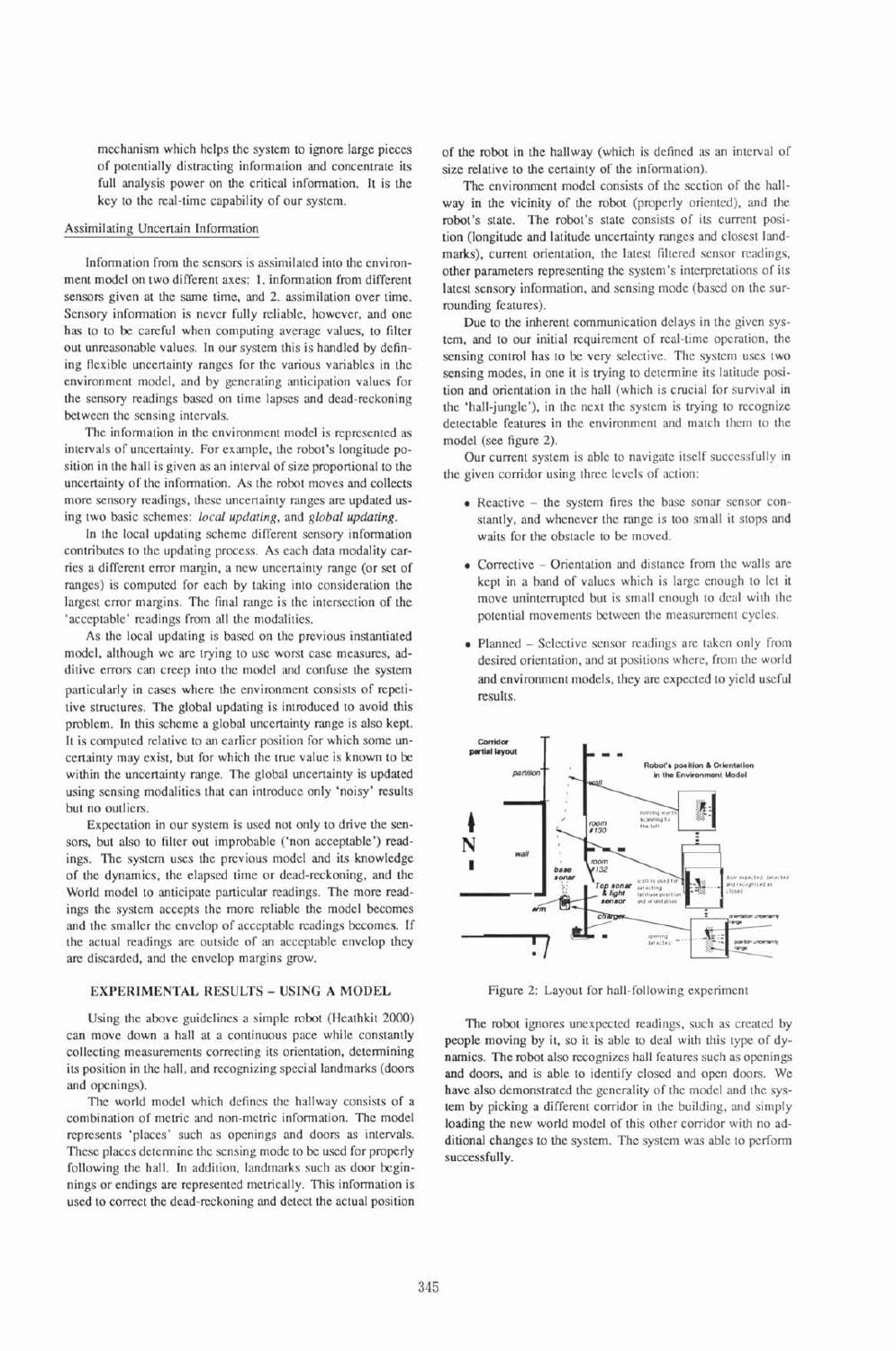mechanism which helps the system to ignore large pieces of potentially distracting information and concentrate its full analysis power on the critical information. It is the key to the real-time capability of our system.

### Assimilating Uncertain Information

Information from the sensors is assimilated into the environment model on two different axes: 1. information from different sensors given at the same time, and 2. assimilation over time. Sensory information is never fully reliable, however, and one has to to be careful when computing average values, to filter out unreasonable values. In our system this is handled by defining flexible uncertainty ranges for the various variables in the environment model, and by generating anticipation values for the sensory readings based on time lapses and dead-reckoning between the sensing intervals.

The information in the environment model is represented as intervals of uncertainty. For example, the robot's longitude position in the hall is given as an interval of size proportional to the uncertainty of the information. As the robot moves and collects more sensory readings, these uncertainty ranges are updated using two basic schemes: *local updating*, and *global updating*.

In the local updating scheme different sensory information contributes to the updating process. As each data modality carries a different error margin, a new uncertainty range (or set of ranges) is computed for each by taking into consideration the largest error margins. The final range is the intersection of the 'acceptable' readings from all the modalities.

As the local updating is based on the previous instantiated model, although we are trying to use worst case measures, additive errors can creep into the model and confuse the system particularly in cases where the environment consists of repetitive structures. The global updating is introduced to avoid this problem. In this scheme a global uncertainty range is also kept. It is computed relative to an earlier position for which some uncertainty may exist, but for which the true value is known to be within the uncertainty range. The global uncertainty is updated using sensing modalities that can introduce only 'noisy' results but no outliers.

Expectation in our system is used not only to drive the sensors, but also to filter out improbable ('non acceptable') readings. The system uses the previous model and its knowledge of the dynamics, the elapsed time or dead-reckoning, and the World model to anticipate particular readings. The more readings the system accepts the more reliable the model becomes and the smaller the envelop of acceptable readings becomes. If the actual readings are outside of an acceptable envelop they are discarded, and the envelop margins grow.

## EXPERIMENTAL RESULTS – USING A MODEL

Using the above guidelines a simple robot (Heathkit 2000) can move down a hall at a continuous pace while constantly collecting measurements correcting its orientation, determining its position in the hall, and recognizing special landmarks (doors and openings).

The world model which defines the hallway consists of a combination of metric and non-metric information. The model represents 'places' such as openings and doors as intervals. These places determine the sensing mode to be used for properly following the hall. In addition, landmarks such as door beginnings or endings are represented metrically. This information is used to correct the dead-reckoning and detect the actual position of the robot in the hallway (which is defined as an interval of size relative to the certainty of the information).

The environment model consists of the section of the hallway in the vicinity of the robot (properly oriented), and the robot's state. The robot's state consists of its current position (longitude and latitude uncertainty ranges and closest landmarks), current orientation, the latest filtered sensor readings, other parameters representing the system's interpretations of its latest sensory information, and sensing mode (based on the surrounding features).

Due to the inherent communication delays in the given system, and to our initial requirement of real-time operation, the sensing control has to be very selective. The system uses two sensing modes, in one it is trying to determine its latitude position and orientation in the hall (which is crucial for survival in the 'hall-jungle'), in the next the system is trying to recognize detectable features in the environment and match them to the model (see figure 2).

Our current system is able to navigate itself successfully in the given corridor using three levels of action:

- Reactive – the system fires the base sonar sensor constantly, and whenever the range is too small it stops and waits for the obstacle to be moved.
- Corrective – Orientation and distance from the walls are kept in a band of values which is large enough to let it move uninterrupted but is small enough to deal with the potential movements between the measurement cycles.
- Planned – Selective sensor readings are taken only from desired orientation, and at positions where, from the world and environment models, they are expected to yield useful results.

Figure 2: Layout for hall-following experiment

The robot ignores unexpected readings, such as created by people moving by it, so it is able to deal with this type of dynamics. The robot also recognizes hall features such as openings and doors, and is able to identify closed and open doors. We have also demonstrated the generality of the model and the system by picking a different corridor in the building, and simply loading the new world model of this other corridor with no additional changes to the system. The system was able to perform successfully.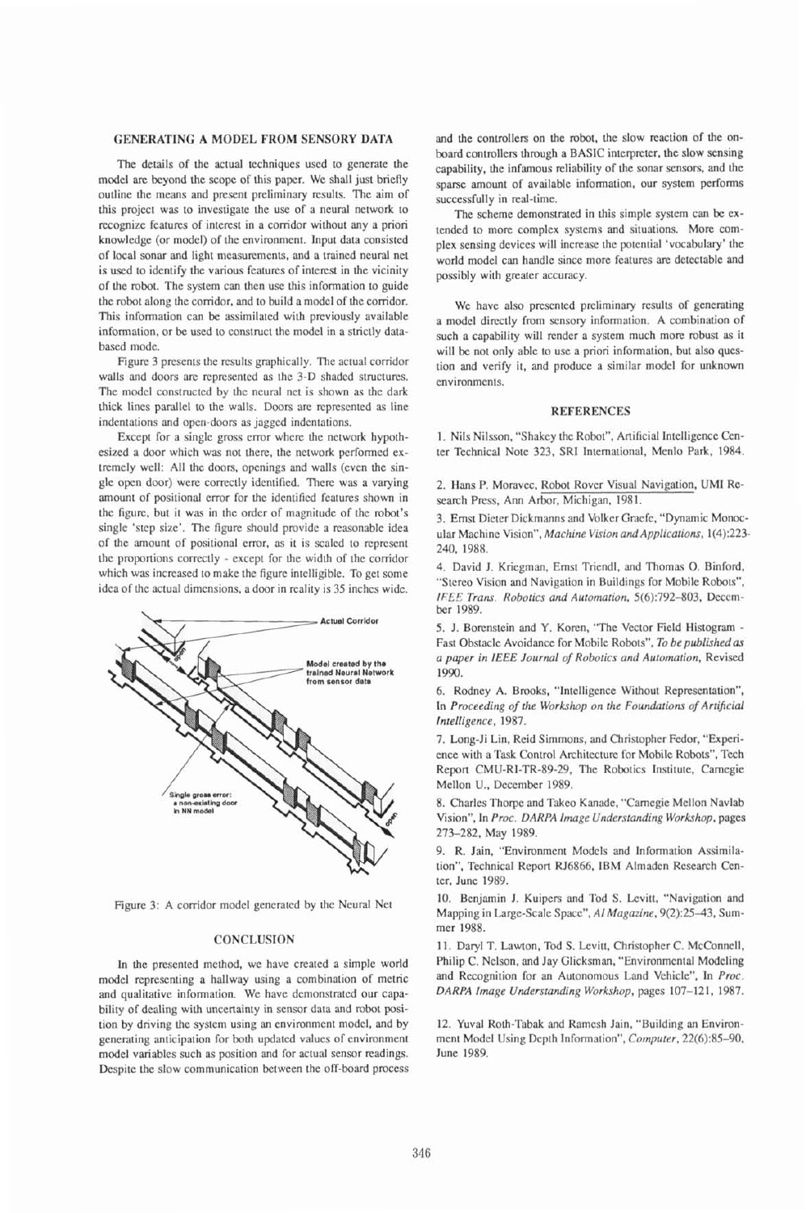## GENERATING A MODEL FROM SENSORY DATA

The details of the actual techniques used to generate the model are beyond the scope of this paper. We shall just briefly outline the means and present preliminary results. The aim of this project was to investigate the use of a neural network to recognize features of interest in a corridor without any a priori knowledge (or model) of the environment. Input data consisted of local sonar and light measurements, and a trained neural net is used to identify the various features of interest in the vicinity of the robot. The system can then use this information to guide the robot along the corridor, and to build a model of the corridor. This information can be assimilated with previously available information, or be used to construct the model in a strictly data-based mode.

Figure 3 presents the results graphically. The actual corridor walls and doors are represented as the 3-D shaded structures. The model constructed by the neural net is shown as the dark thick lines parallel to the walls. Doors are represented as line indentations and open-doors as jagged indentations.

Except for a single gross error where the network hypothesized a door which was not there, the network performed extremely well: All the doors, openings and walls (even the single open door) were correctly identified. There was a varying amount of positional error for the identified features shown in the figure, but it was in the order of magnitude of the robot's single 'step size'. The figure should provide a reasonable idea of the amount of positional error, as it is scaled to represent the proportions correctly - except for the width of the corridor which was increased to make the figure intelligible. To get some idea of the actual dimensions, a door in reality is 35 inches wide.

Actual Corridor

Model created by the trained Neural Network from sensor data

Single gross error: a non-existing door in NN model

open

open

Figure 3: A corridor model generated by the Neural Net

## CONCLUSION

In the presented method, we have created a simple world model representing a hallway using a combination of metric and qualitative information. We have demonstrated our capability of dealing with uncertainty in sensor data and robot position by driving the system using an environment model, and by generating anticipation for both updated values of environment model variables such as position and for actual sensor readings. Despite the slow communication between the off-board process and the controllers on the robot, the slow reaction of the on-board controllers through a BASIC interpreter, the slow sensing capability, the infamous reliability of the sonar sensors, and the sparse amount of available information, our system performs successfully in real-time.

The scheme demonstrated in this simple system can be extended to more complex systems and situations. More complex sensing devices will increase the potential 'vocabulary' the world model can handle since more features are detectable and possibly with greater accuracy.

We have also presented preliminary results of generating a model directly from sensory information. A combination of such a capability will render a system much more robust as it will be not only able to use a priori information, but also question and verify it, and produce a similar model for unknown environments.

## REFERENCES

1. Nils Nilsson, "Shakey the Robot", Artificial Intelligence Center Technical Note 323, SRI International, Menlo Park, 1984.

2. Hans P. Moravec, Robot Rover Visual Navigation, UMI Research Press, Ann Arbor, Michigan, 1981.

3. Ernst Dieter Dickmanns and Volker Graefe, "Dynamic Monocular Machine Vision", *Machine Vision and Applications*, 1(4):223-240, 1988.

4. David J. Kriegman, Ernst Triendl, and Thomas O. Binford, "Stereo Vision and Navigation in Buildings for Mobile Robots", *IEEE Trans. Robotics and Automation*, 5(6):792–803, December 1989.

5. J. Borenstein and Y. Koren, "The Vector Field Histogram - Fast Obstacle Avoidance for Mobile Robots", *To be published as a paper in IEEE Journal of Robotics and Automation*, Revised 1990.

6. Rodney A. Brooks, "Intelligence Without Representation", In *Proceeding of the Workshop on the Foundations of Artificial Intelligence*, 1987.

7. Long-Ji Lin, Reid Simmons, and Christopher Fedor, "Experience with a Task Control Architecture for Mobile Robots", Tech Report CMU-RI-TR-89-29, The Robotics Institute, Carnegie Mellon U., December 1989.

8. Charles Thorpe and Takeo Kanade, "Carnegie Mellon Navlab Vision", In *Proc. DARPA Image Understanding Workshop*, pages 273–282, May 1989.

9. R. Jain, "Environment Models and Information Assimilation", Technical Report RJ6866, IBM Almaden Research Center, June 1989.

10. Benjamin J. Kuipers and Tod S. Levitt, "Navigation and Mapping in Large-Scale Space", *AI Magazine*, 9(2):25–43, Summer 1988.

11. Daryl T. Lawton, Tod S. Levitt, Christopher C. McConnell, Philip C. Nelson, and Jay Glicksman, "Environmental Modeling and Recognition for an Autonomous Land Vehicle", In *Proc. DARPA Image Understanding Workshop*, pages 107–121, 1987.

12. Yuval Roth-Tabak and Ramesh Jain, "Building an Environment Model Using Depth Information", *Computer*, 22(6):85–90, June 1989.